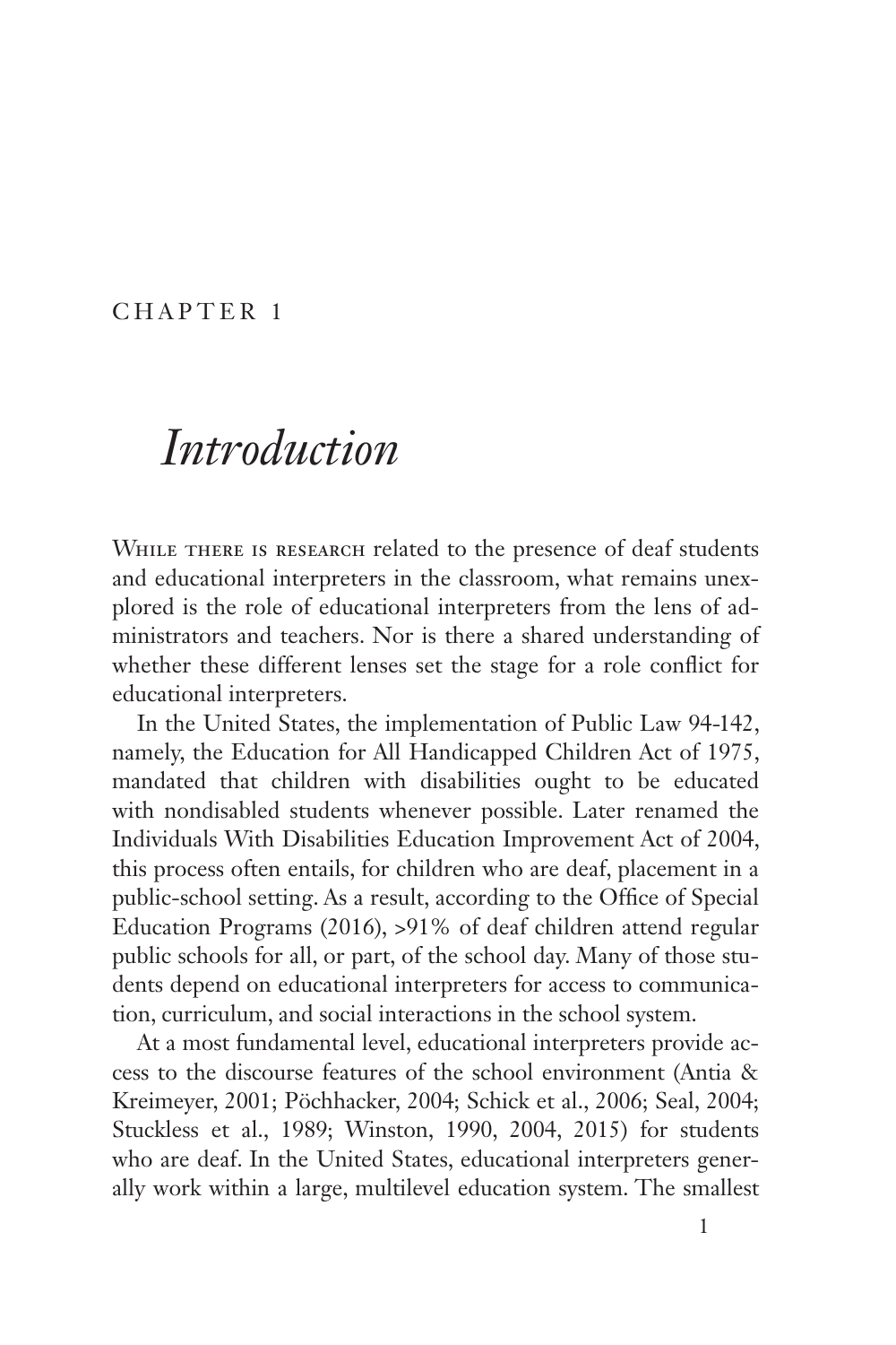CHAPTER 1

# *Introduction*

While there is research related to the presence of deaf students and educational interpreters in the classroom, what remains unexplored is the role of educational interpreters from the lens of administrators and teachers. Nor is there a shared understanding of whether these different lenses set the stage for a role conflict for educational interpreters.

In the United States, the implementation of Public Law 94-142, namely, the Education for All Handicapped Children Act of 1975, mandated that children with disabilities ought to be educated with nondisabled students whenever possible. Later renamed the Individuals With Disabilities Education Improvement Act of 2004, this process often entails, for children who are deaf, placement in a public-school setting. As a result, according to the Office of Special Education Programs (2016), >91% of deaf children attend regular public schools for all, or part, of the school day. Many of those students depend on educational interpreters for access to communication, curriculum, and social interactions in the school system.

At a most fundamental level, educational interpreters provide access to the discourse features of the school environment (Antia & Kreimeyer, 2001; Pöchhacker, 2004; Schick et al., 2006; Seal, 2004; Stuckless et al., 1989; Winston, 1990, 2004, 2015) for students who are deaf. In the United States, educational interpreters generally work within a large, multilevel education system. The smallest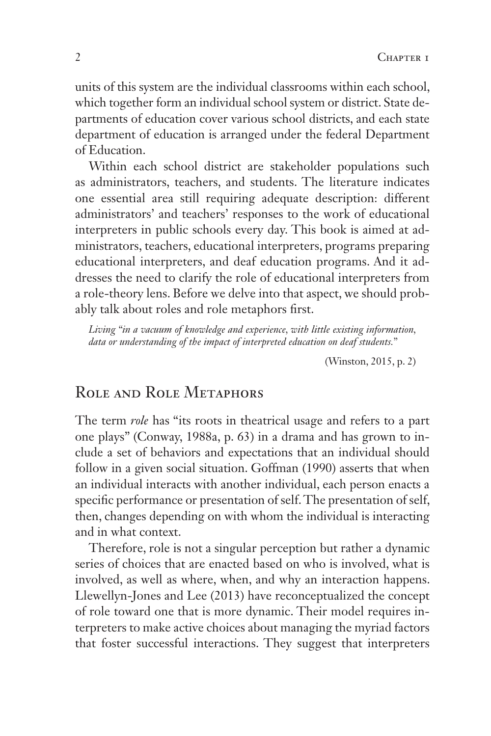units of this system are the individual classrooms within each school, which together form an individual school system or district. State departments of education cover various school districts, and each state department of education is arranged under the federal Department of Education.

Within each school district are stakeholder populations such as administrators, teachers, and students. The literature indicates one essential area still requiring adequate description: different administrators' and teachers' responses to the work of educational interpreters in public schools every day. This book is aimed at administrators, teachers, educational interpreters, programs preparing educational interpreters, and deaf education programs. And it addresses the need to clarify the role of educational interpreters from a role-theory lens. Before we delve into that aspect, we should probably talk about roles and role metaphors first.

> *Living "in a vacuum of knowledge and experience, with little existing information, data or understanding of the impact of interpreted education on deaf students."*
>
> (Winston, 2015, p. 2)

## Role and Role Metaphors

The term *role* has "its roots in theatrical usage and refers to a part one plays" (Conway, 1988a, p. 63) in a drama and has grown to include a set of behaviors and expectations that an individual should follow in a given social situation. Goffman (1990) asserts that when an individual interacts with another individual, each person enacts a specific performance or presentation of self. The presentation of self, then, changes depending on with whom the individual is interacting and in what context.

Therefore, role is not a singular perception but rather a dynamic series of choices that are enacted based on who is involved, what is involved, as well as where, when, and why an interaction happens. Llewellyn-Jones and Lee (2013) have reconceptualized the concept of role toward one that is more dynamic. Their model requires interpreters to make active choices about managing the myriad factors that foster successful interactions. They suggest that interpreters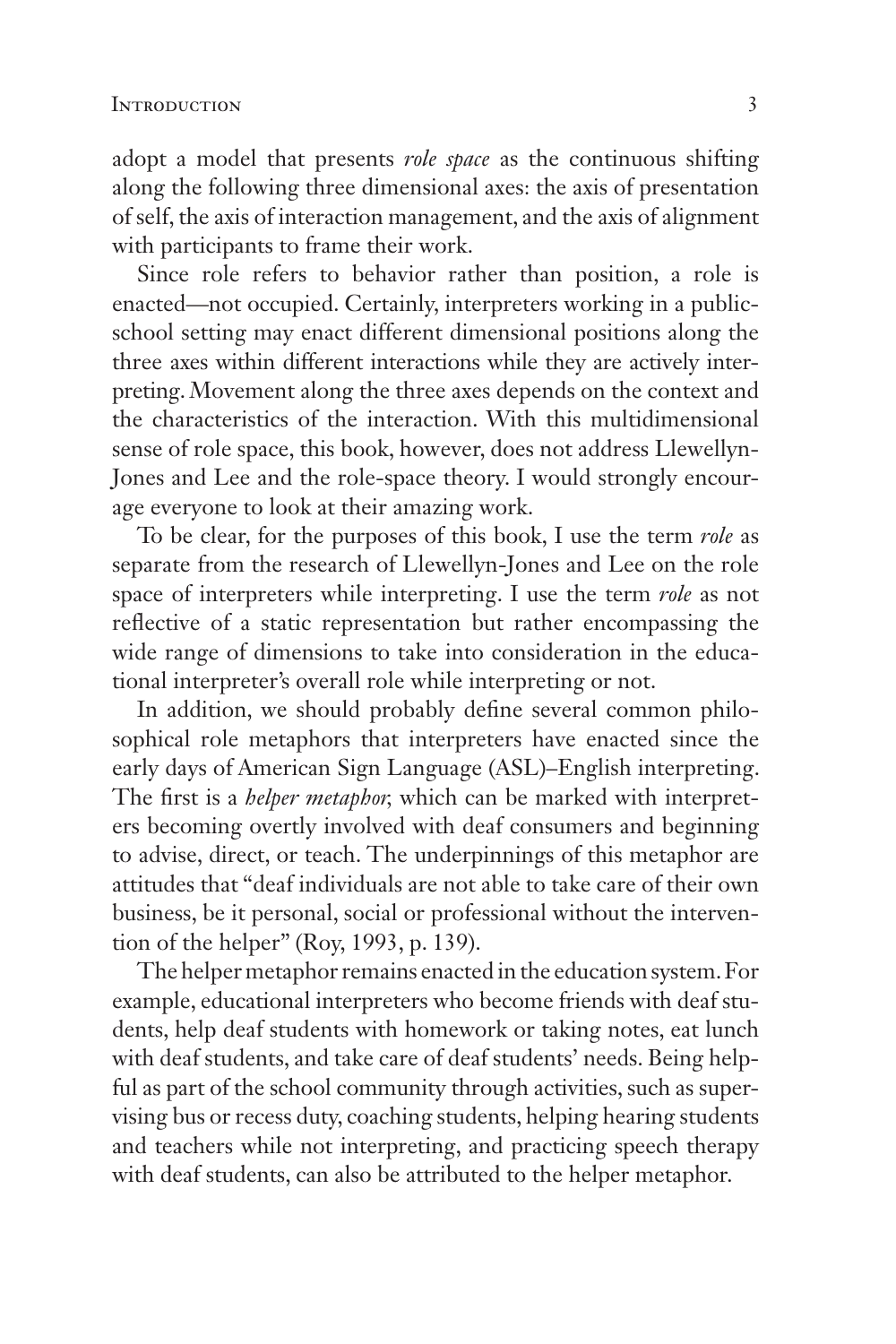adopt a model that presents *role space* as the continuous shifting along the following three dimensional axes: the axis of presentation of self, the axis of interaction management, and the axis of alignment with participants to frame their work.

Since role refers to behavior rather than position, a role is enacted—not occupied. Certainly, interpreters working in a public-school setting may enact different dimensional positions along the three axes within different interactions while they are actively interpreting. Movement along the three axes depends on the context and the characteristics of the interaction. With this multidimensional sense of role space, this book, however, does not address Llewellyn-Jones and Lee and the role-space theory. I would strongly encourage everyone to look at their amazing work.

To be clear, for the purposes of this book, I use the term *role* as separate from the research of Llewellyn-Jones and Lee on the role space of interpreters while interpreting. I use the term *role* as not reflective of a static representation but rather encompassing the wide range of dimensions to take into consideration in the educational interpreter's overall role while interpreting or not.

In addition, we should probably define several common philosophical role metaphors that interpreters have enacted since the early days of American Sign Language (ASL)–English interpreting. The first is a *helper metaphor*, which can be marked with interpreters becoming overtly involved with deaf consumers and beginning to advise, direct, or teach. The underpinnings of this metaphor are attitudes that "deaf individuals are not able to take care of their own business, be it personal, social or professional without the intervention of the helper" (Roy, 1993, p. 139).

The helper metaphor remains enacted in the education system. For example, educational interpreters who become friends with deaf students, help deaf students with homework or taking notes, eat lunch with deaf students, and take care of deaf students' needs. Being helpful as part of the school community through activities, such as supervising bus or recess duty, coaching students, helping hearing students and teachers while not interpreting, and practicing speech therapy with deaf students, can also be attributed to the helper metaphor.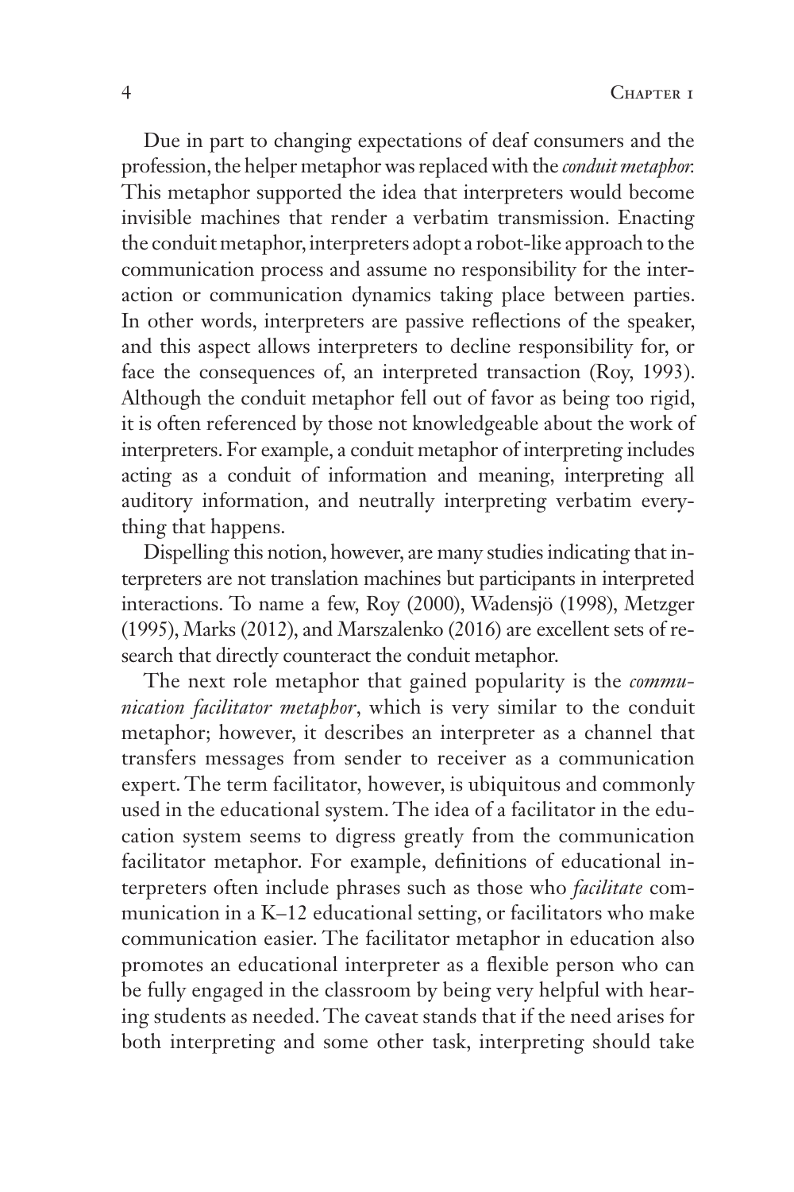Due in part to changing expectations of deaf consumers and the profession, the helper metaphor was replaced with the *conduit metaphor*. This metaphor supported the idea that interpreters would become invisible machines that render a verbatim transmission. Enacting the conduit metaphor, interpreters adopt a robot-like approach to the communication process and assume no responsibility for the interaction or communication dynamics taking place between parties. In other words, interpreters are passive reflections of the speaker, and this aspect allows interpreters to decline responsibility for, or face the consequences of, an interpreted transaction (Roy, 1993). Although the conduit metaphor fell out of favor as being too rigid, it is often referenced by those not knowledgeable about the work of interpreters. For example, a conduit metaphor of interpreting includes acting as a conduit of information and meaning, interpreting all auditory information, and neutrally interpreting verbatim everything that happens.

Dispelling this notion, however, are many studies indicating that interpreters are not translation machines but participants in interpreted interactions. To name a few, Roy (2000), Wadensjö (1998), Metzger (1995), Marks (2012), and Marszalenko (2016) are excellent sets of research that directly counteract the conduit metaphor.

The next role metaphor that gained popularity is the *communication facilitator metaphor*, which is very similar to the conduit metaphor; however, it describes an interpreter as a channel that transfers messages from sender to receiver as a communication expert. The term facilitator, however, is ubiquitous and commonly used in the educational system. The idea of a facilitator in the education system seems to digress greatly from the communication facilitator metaphor. For example, definitions of educational interpreters often include phrases such as those who *facilitate* communication in a K–12 educational setting, or facilitators who make communication easier. The facilitator metaphor in education also promotes an educational interpreter as a flexible person who can be fully engaged in the classroom by being very helpful with hearing students as needed. The caveat stands that if the need arises for both interpreting and some other task, interpreting should take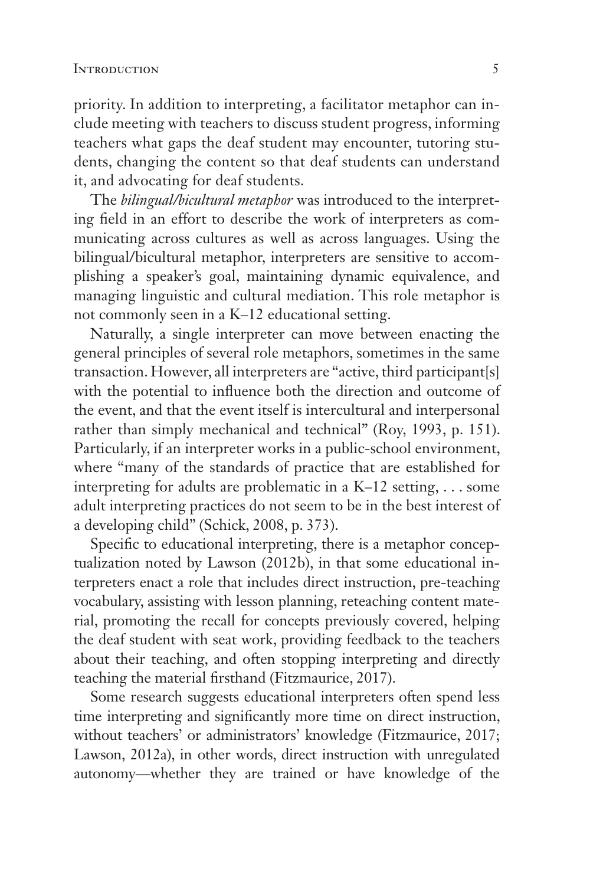priority. In addition to interpreting, a facilitator metaphor can include meeting with teachers to discuss student progress, informing teachers what gaps the deaf student may encounter, tutoring students, changing the content so that deaf students can understand it, and advocating for deaf students.

The *bilingual/bicultural metaphor* was introduced to the interpreting field in an effort to describe the work of interpreters as communicating across cultures as well as across languages. Using the bilingual/bicultural metaphor, interpreters are sensitive to accomplishing a speaker's goal, maintaining dynamic equivalence, and managing linguistic and cultural mediation. This role metaphor is not commonly seen in a K–12 educational setting.

Naturally, a single interpreter can move between enacting the general principles of several role metaphors, sometimes in the same transaction. However, all interpreters are "active, third participant[s] with the potential to influence both the direction and outcome of the event, and that the event itself is intercultural and interpersonal rather than simply mechanical and technical" (Roy, 1993, p. 151). Particularly, if an interpreter works in a public-school environment, where "many of the standards of practice that are established for interpreting for adults are problematic in a K–12 setting, . . . some adult interpreting practices do not seem to be in the best interest of a developing child" (Schick, 2008, p. 373).

Specific to educational interpreting, there is a metaphor conceptualization noted by Lawson (2012b), in that some educational interpreters enact a role that includes direct instruction, pre-teaching vocabulary, assisting with lesson planning, reteaching content material, promoting the recall for concepts previously covered, helping the deaf student with seat work, providing feedback to the teachers about their teaching, and often stopping interpreting and directly teaching the material firsthand (Fitzmaurice, 2017).

Some research suggests educational interpreters often spend less time interpreting and significantly more time on direct instruction, without teachers' or administrators' knowledge (Fitzmaurice, 2017; Lawson, 2012a), in other words, direct instruction with unregulated autonomy—whether they are trained or have knowledge of the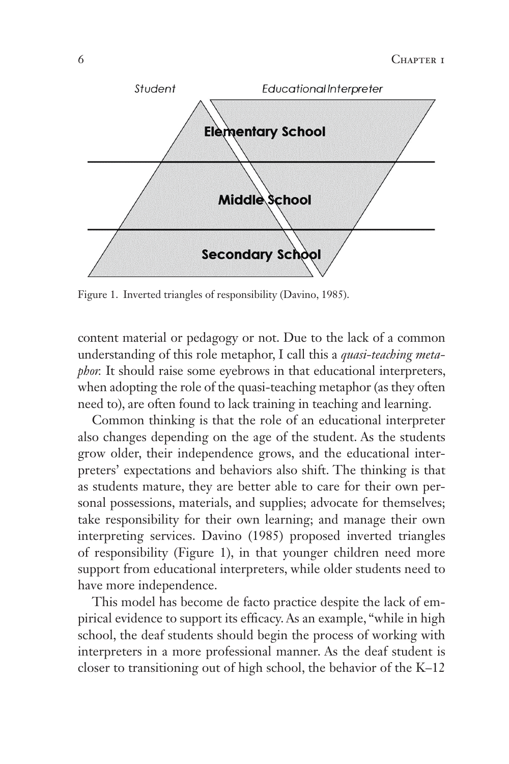Student

Educational Interpreter

Elementary School

Middle School

Secondary School

Figure 1. Inverted triangles of responsibility (Davino, 1985).

content material or pedagogy or not. Due to the lack of a common understanding of this role metaphor, I call this a *quasi-teaching metaphor.* It should raise some eyebrows in that educational interpreters, when adopting the role of the quasi-teaching metaphor (as they often need to), are often found to lack training in teaching and learning.

Common thinking is that the role of an educational interpreter also changes depending on the age of the student. As the students grow older, their independence grows, and the educational interpreters' expectations and behaviors also shift. The thinking is that as students mature, they are better able to care for their own personal possessions, materials, and supplies; advocate for themselves; take responsibility for their own learning; and manage their own interpreting services. Davino (1985) proposed inverted triangles of responsibility (Figure 1), in that younger children need more support from educational interpreters, while older students need to have more independence.

This model has become de facto practice despite the lack of empirical evidence to support its efficacy. As an example, "while in high school, the deaf students should begin the process of working with interpreters in a more professional manner. As the deaf student is closer to transitioning out of high school, the behavior of the K–12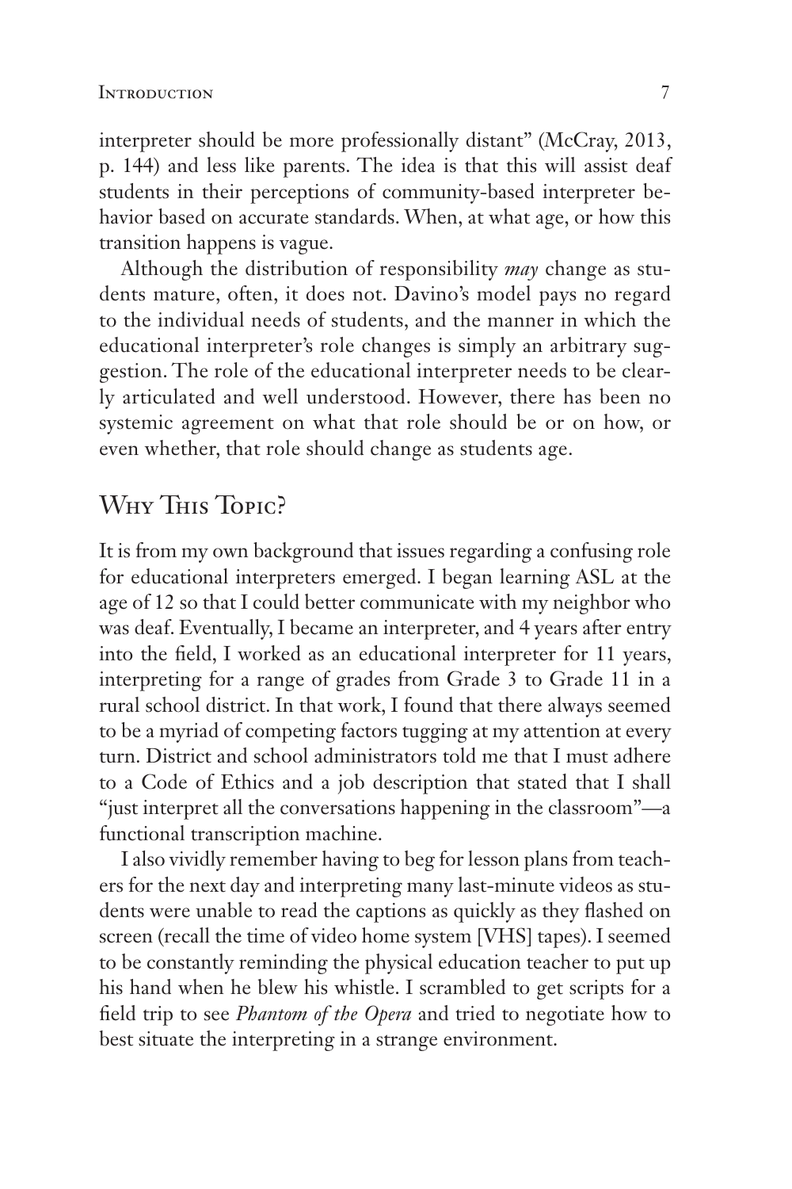interpreter should be more professionally distant" (McCray, 2013, p. 144) and less like parents. The idea is that this will assist deaf students in their perceptions of community-based interpreter behavior based on accurate standards. When, at what age, or how this transition happens is vague.

Although the distribution of responsibility *may* change as students mature, often, it does not. Davino's model pays no regard to the individual needs of students, and the manner in which the educational interpreter's role changes is simply an arbitrary suggestion. The role of the educational interpreter needs to be clearly articulated and well understood. However, there has been no systemic agreement on what that role should be or on how, or even whether, that role should change as students age.

## Why This Topic?

It is from my own background that issues regarding a confusing role for educational interpreters emerged. I began learning ASL at the age of 12 so that I could better communicate with my neighbor who was deaf. Eventually, I became an interpreter, and 4 years after entry into the field, I worked as an educational interpreter for 11 years, interpreting for a range of grades from Grade 3 to Grade 11 in a rural school district. In that work, I found that there always seemed to be a myriad of competing factors tugging at my attention at every turn. District and school administrators told me that I must adhere to a Code of Ethics and a job description that stated that I shall "just interpret all the conversations happening in the classroom"—a functional transcription machine.

I also vividly remember having to beg for lesson plans from teachers for the next day and interpreting many last-minute videos as students were unable to read the captions as quickly as they flashed on screen (recall the time of video home system [VHS] tapes). I seemed to be constantly reminding the physical education teacher to put up his hand when he blew his whistle. I scrambled to get scripts for a field trip to see *Phantom of the Opera* and tried to negotiate how to best situate the interpreting in a strange environment.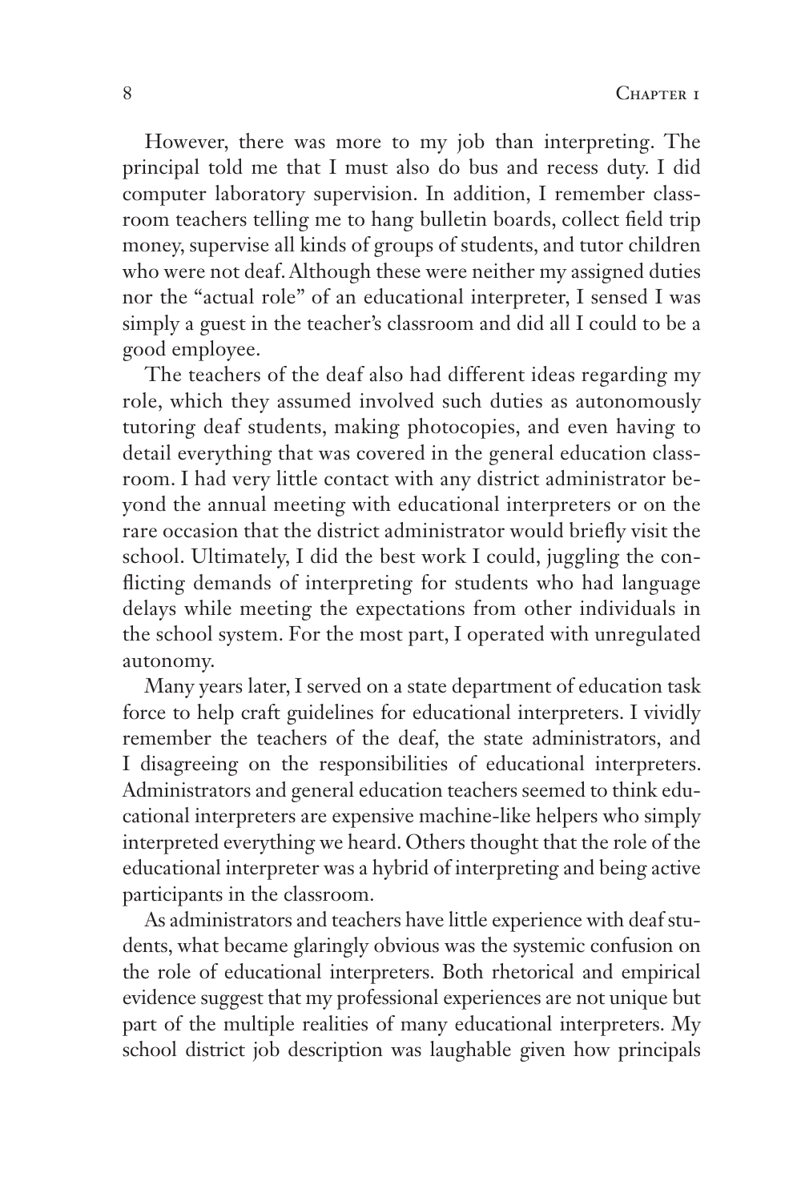However, there was more to my job than interpreting. The principal told me that I must also do bus and recess duty. I did computer laboratory supervision. In addition, I remember classroom teachers telling me to hang bulletin boards, collect field trip money, supervise all kinds of groups of students, and tutor children who were not deaf. Although these were neither my assigned duties nor the "actual role" of an educational interpreter, I sensed I was simply a guest in the teacher's classroom and did all I could to be a good employee.

The teachers of the deaf also had different ideas regarding my role, which they assumed involved such duties as autonomously tutoring deaf students, making photocopies, and even having to detail everything that was covered in the general education classroom. I had very little contact with any district administrator beyond the annual meeting with educational interpreters or on the rare occasion that the district administrator would briefly visit the school. Ultimately, I did the best work I could, juggling the conflicting demands of interpreting for students who had language delays while meeting the expectations from other individuals in the school system. For the most part, I operated with unregulated autonomy.

Many years later, I served on a state department of education task force to help craft guidelines for educational interpreters. I vividly remember the teachers of the deaf, the state administrators, and I disagreeing on the responsibilities of educational interpreters. Administrators and general education teachers seemed to think educational interpreters are expensive machine-like helpers who simply interpreted everything we heard. Others thought that the role of the educational interpreter was a hybrid of interpreting and being active participants in the classroom.

As administrators and teachers have little experience with deaf students, what became glaringly obvious was the systemic confusion on the role of educational interpreters. Both rhetorical and empirical evidence suggest that my professional experiences are not unique but part of the multiple realities of many educational interpreters. My school district job description was laughable given how principals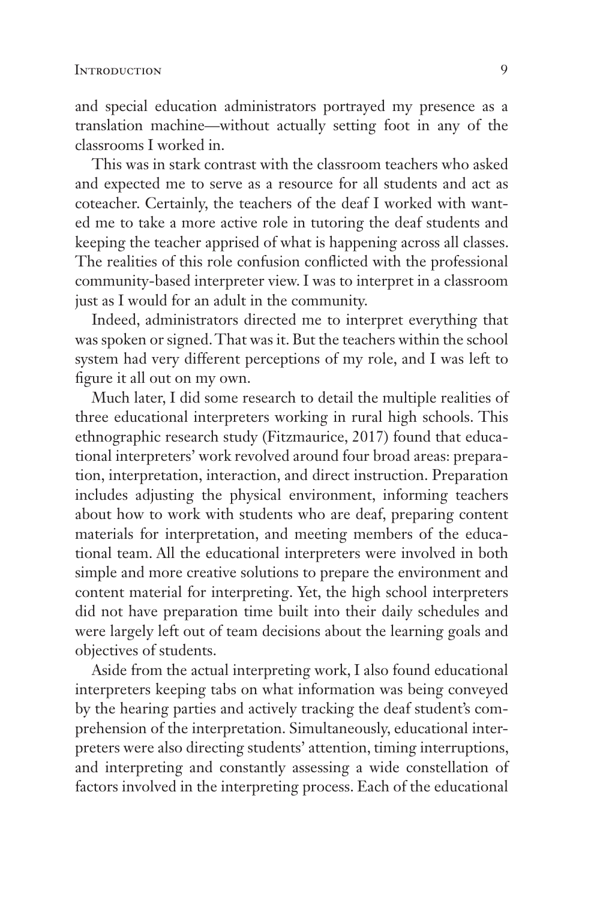and special education administrators portrayed my presence as a translation machine—without actually setting foot in any of the classrooms I worked in.

This was in stark contrast with the classroom teachers who asked and expected me to serve as a resource for all students and act as coteacher. Certainly, the teachers of the deaf I worked with wanted me to take a more active role in tutoring the deaf students and keeping the teacher apprised of what is happening across all classes. The realities of this role confusion conflicted with the professional community-based interpreter view. I was to interpret in a classroom just as I would for an adult in the community.

Indeed, administrators directed me to interpret everything that was spoken or signed. That was it. But the teachers within the school system had very different perceptions of my role, and I was left to figure it all out on my own.

Much later, I did some research to detail the multiple realities of three educational interpreters working in rural high schools. This ethnographic research study (Fitzmaurice, 2017) found that educational interpreters' work revolved around four broad areas: preparation, interpretation, interaction, and direct instruction. Preparation includes adjusting the physical environment, informing teachers about how to work with students who are deaf, preparing content materials for interpretation, and meeting members of the educational team. All the educational interpreters were involved in both simple and more creative solutions to prepare the environment and content material for interpreting. Yet, the high school interpreters did not have preparation time built into their daily schedules and were largely left out of team decisions about the learning goals and objectives of students.

Aside from the actual interpreting work, I also found educational interpreters keeping tabs on what information was being conveyed by the hearing parties and actively tracking the deaf student's comprehension of the interpretation. Simultaneously, educational interpreters were also directing students' attention, timing interruptions, and interpreting and constantly assessing a wide constellation of factors involved in the interpreting process. Each of the educational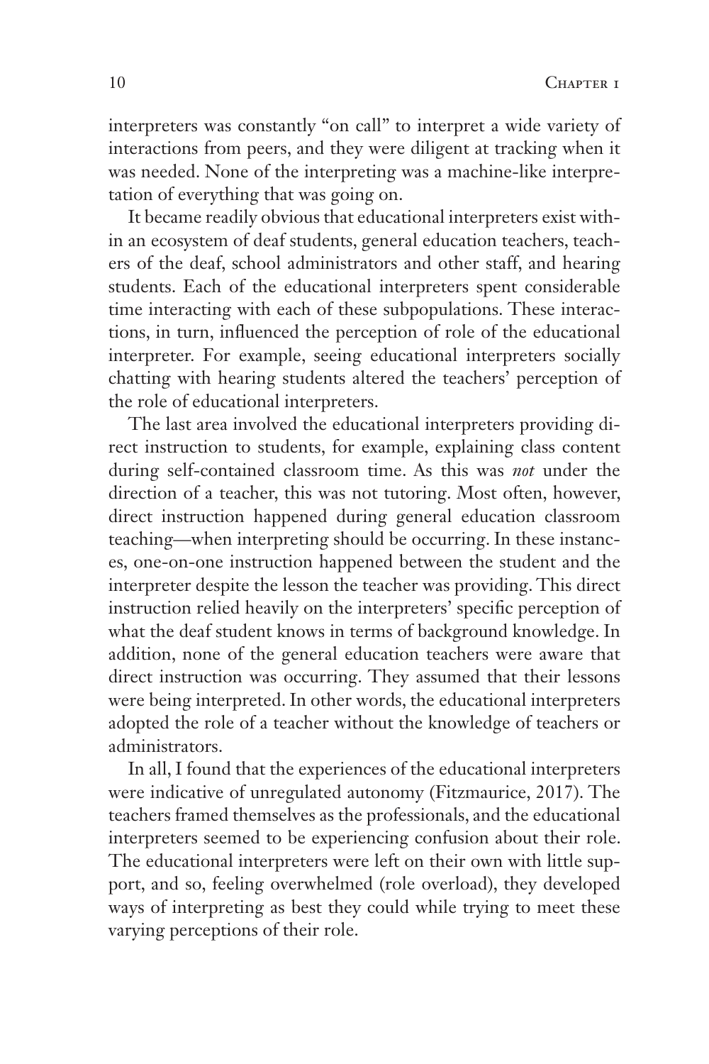interpreters was constantly "on call" to interpret a wide variety of interactions from peers, and they were diligent at tracking when it was needed. None of the interpreting was a machine-like interpretation of everything that was going on.

It became readily obvious that educational interpreters exist within an ecosystem of deaf students, general education teachers, teachers of the deaf, school administrators and other staff, and hearing students. Each of the educational interpreters spent considerable time interacting with each of these subpopulations. These interactions, in turn, influenced the perception of role of the educational interpreter. For example, seeing educational interpreters socially chatting with hearing students altered the teachers' perception of the role of educational interpreters.

The last area involved the educational interpreters providing direct instruction to students, for example, explaining class content during self-contained classroom time. As this was *not* under the direction of a teacher, this was not tutoring. Most often, however, direct instruction happened during general education classroom teaching—when interpreting should be occurring. In these instances, one-on-one instruction happened between the student and the interpreter despite the lesson the teacher was providing. This direct instruction relied heavily on the interpreters' specific perception of what the deaf student knows in terms of background knowledge. In addition, none of the general education teachers were aware that direct instruction was occurring. They assumed that their lessons were being interpreted. In other words, the educational interpreters adopted the role of a teacher without the knowledge of teachers or administrators.

In all, I found that the experiences of the educational interpreters were indicative of unregulated autonomy (Fitzmaurice, 2017). The teachers framed themselves as the professionals, and the educational interpreters seemed to be experiencing confusion about their role. The educational interpreters were left on their own with little support, and so, feeling overwhelmed (role overload), they developed ways of interpreting as best they could while trying to meet these varying perceptions of their role.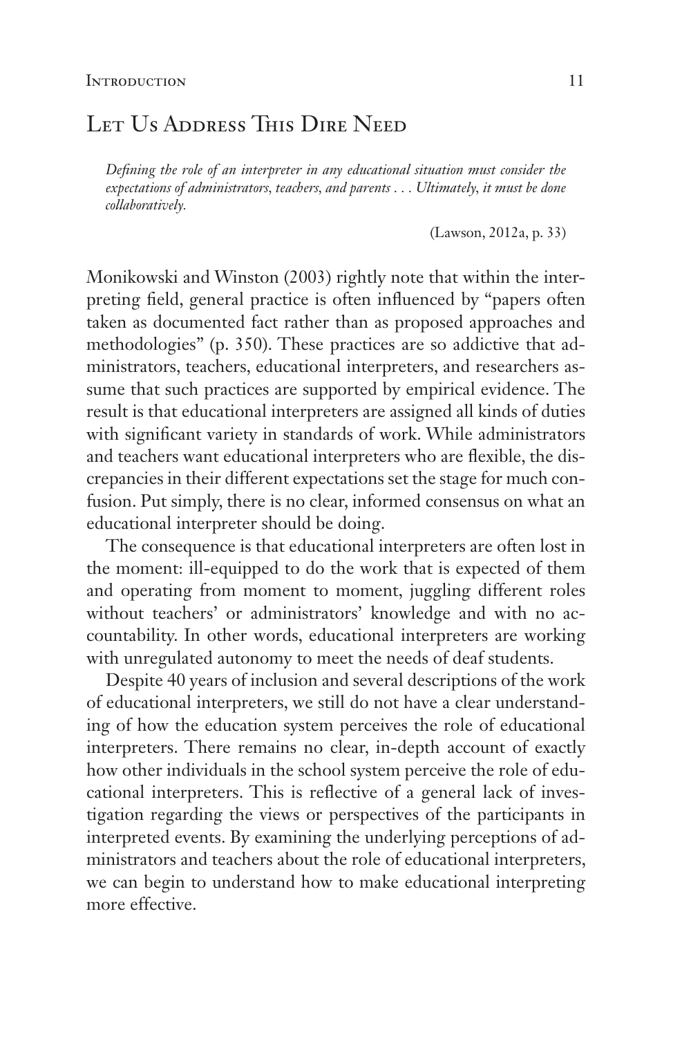## Let Us Address This Dire Need

*Defining the role of an interpreter in any educational situation must consider the expectations of administrators, teachers, and parents . . . Ultimately, it must be done collaboratively.*

(Lawson, 2012a, p. 33)

Monikowski and Winston (2003) rightly note that within the interpreting field, general practice is often influenced by "papers often taken as documented fact rather than as proposed approaches and methodologies" (p. 350). These practices are so addictive that administrators, teachers, educational interpreters, and researchers assume that such practices are supported by empirical evidence. The result is that educational interpreters are assigned all kinds of duties with significant variety in standards of work. While administrators and teachers want educational interpreters who are flexible, the discrepancies in their different expectations set the stage for much confusion. Put simply, there is no clear, informed consensus on what an educational interpreter should be doing.

The consequence is that educational interpreters are often lost in the moment: ill-equipped to do the work that is expected of them and operating from moment to moment, juggling different roles without teachers' or administrators' knowledge and with no accountability. In other words, educational interpreters are working with unregulated autonomy to meet the needs of deaf students.

Despite 40 years of inclusion and several descriptions of the work of educational interpreters, we still do not have a clear understanding of how the education system perceives the role of educational interpreters. There remains no clear, in-depth account of exactly how other individuals in the school system perceive the role of educational interpreters. This is reflective of a general lack of investigation regarding the views or perspectives of the participants in interpreted events. By examining the underlying perceptions of administrators and teachers about the role of educational interpreters, we can begin to understand how to make educational interpreting more effective.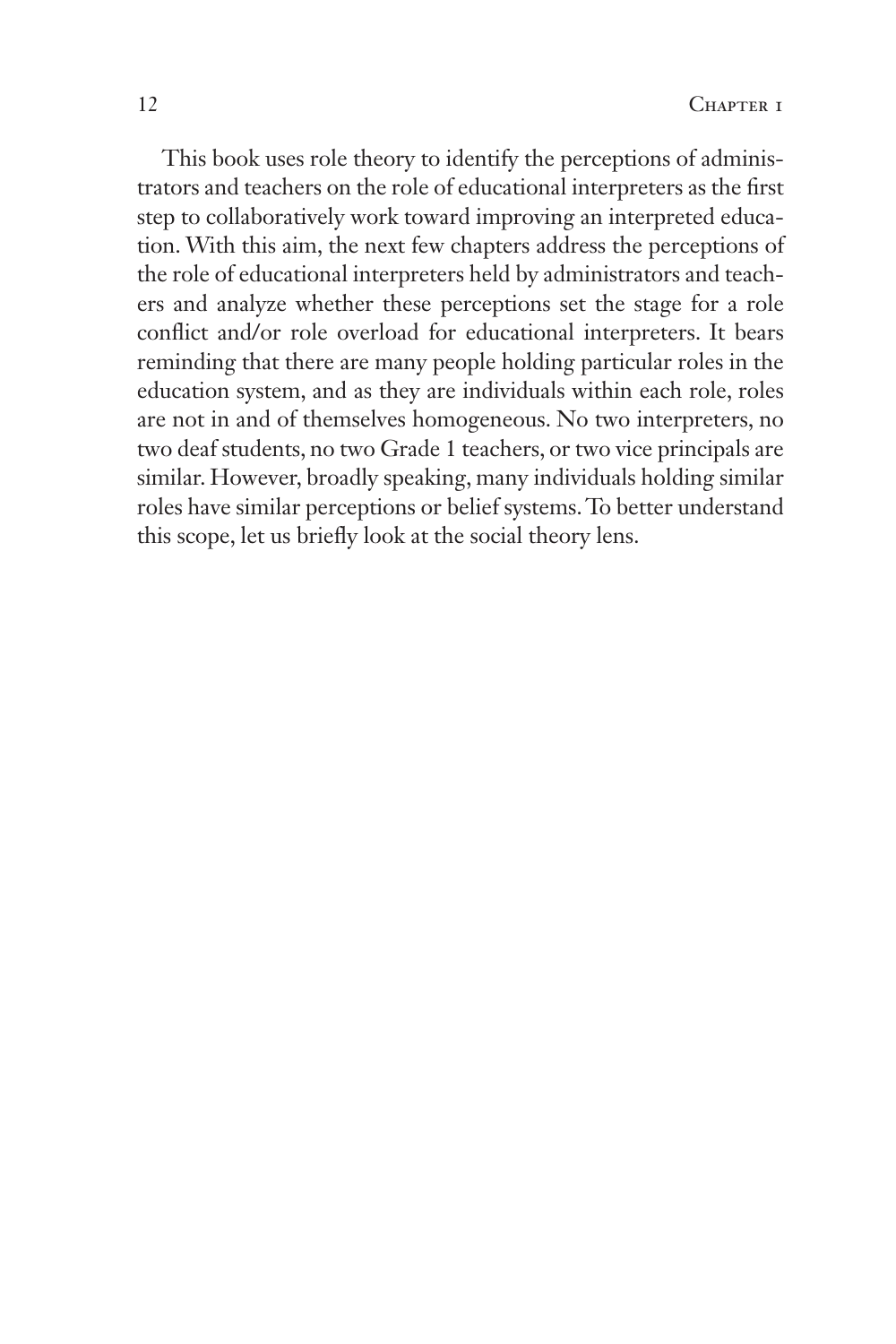This book uses role theory to identify the perceptions of administrators and teachers on the role of educational interpreters as the first step to collaboratively work toward improving an interpreted education. With this aim, the next few chapters address the perceptions of the role of educational interpreters held by administrators and teachers and analyze whether these perceptions set the stage for a role conflict and/or role overload for educational interpreters. It bears reminding that there are many people holding particular roles in the education system, and as they are individuals within each role, roles are not in and of themselves homogeneous. No two interpreters, no two deaf students, no two Grade 1 teachers, or two vice principals are similar. However, broadly speaking, many individuals holding similar roles have similar perceptions or belief systems. To better understand this scope, let us briefly look at the social theory lens.